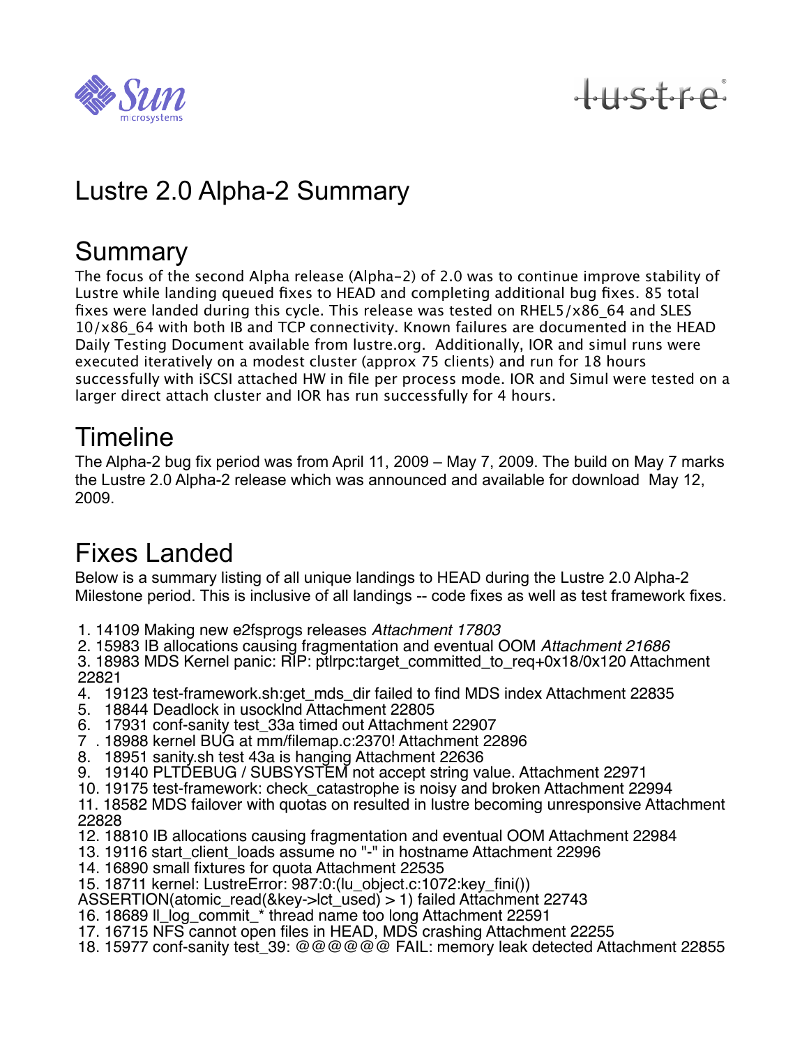# Lustre 2.0 Alpha-2 Summary

## Summary

The focus of the second Alpha release (Alpha-2) of 2.0 was to continue improve stability of Lustre while landing queued fixes to HEAD and completing additional bug fixes. 85 total fixes were landed during this cycle. This release was tested on RHEL5/x86_64 and SLES 10/x86_64 with both IB and TCP connectivity. Known failures are documented in the HEAD Daily Testing Document available from lustre.org. Additionally, IOR and simul runs were executed iteratively on a modest cluster (approx 75 clients) and run for 18 hours successfully with iSCSI attached HW in file per process mode. IOR and Simul were tested on a larger direct attach cluster and IOR has run successfully for 4 hours.

## Timeline

The Alpha-2 bug fix period was from April 11, 2009 – May 7, 2009. The build on May 7 marks the Lustre 2.0 Alpha-2 release which was announced and available for download May 12, 2009.

## Fixes Landed

Below is a summary listing of all unique landings to HEAD during the Lustre 2.0 Alpha-2 Milestone period. This is inclusive of all landings -- code fixes as well as test framework fixes.

1. 14109 Making new e2fsprogs releases *Attachment 17803*
2. 15983 IB allocations causing fragmentation and eventual OOM *Attachment 21686*
3. 18983 MDS Kernel panic: RIP: ptlrpc:target_committed_to_req+0x18/0x120 Attachment 22821
4. 19123 test-framework.sh:get_mds_dir failed to find MDS index Attachment 22835
5. 18844 Deadlock in usocklnd Attachment 22805
6. 17931 conf-sanity test_33a timed out Attachment 22907
7. 18988 kernel BUG at mm/filemap.c:2370! Attachment 22896
8. 18951 sanity.sh test 43a is hanging Attachment 22636
9. 19140 PLTDEBUG / SUBSYSTEM not accept string value. Attachment 22971
10. 19175 test-framework: check_catastrophe is noisy and broken Attachment 22994
11. 18582 MDS failover with quotas on resulted in lustre becoming unresponsive Attachment 22828
12. 18810 IB allocations causing fragmentation and eventual OOM Attachment 22984
13. 19116 start_client_loads assume no "-" in hostname Attachment 22996
14. 16890 small fixtures for quota Attachment 22535
15. 18711 kernel: LustreError: 987:0:(lu_object.c:1072:key_fini()) ASSERTION(atomic_read(&key->lct_used) > 1) failed Attachment 22743
16. 18689 ll_log_commit_* thread name too long Attachment 22591
17. 16715 NFS cannot open files in HEAD, MDS crashing Attachment 22255
18. 15977 conf-sanity test_39: @@@@@@ FAIL: memory leak detected Attachment 22855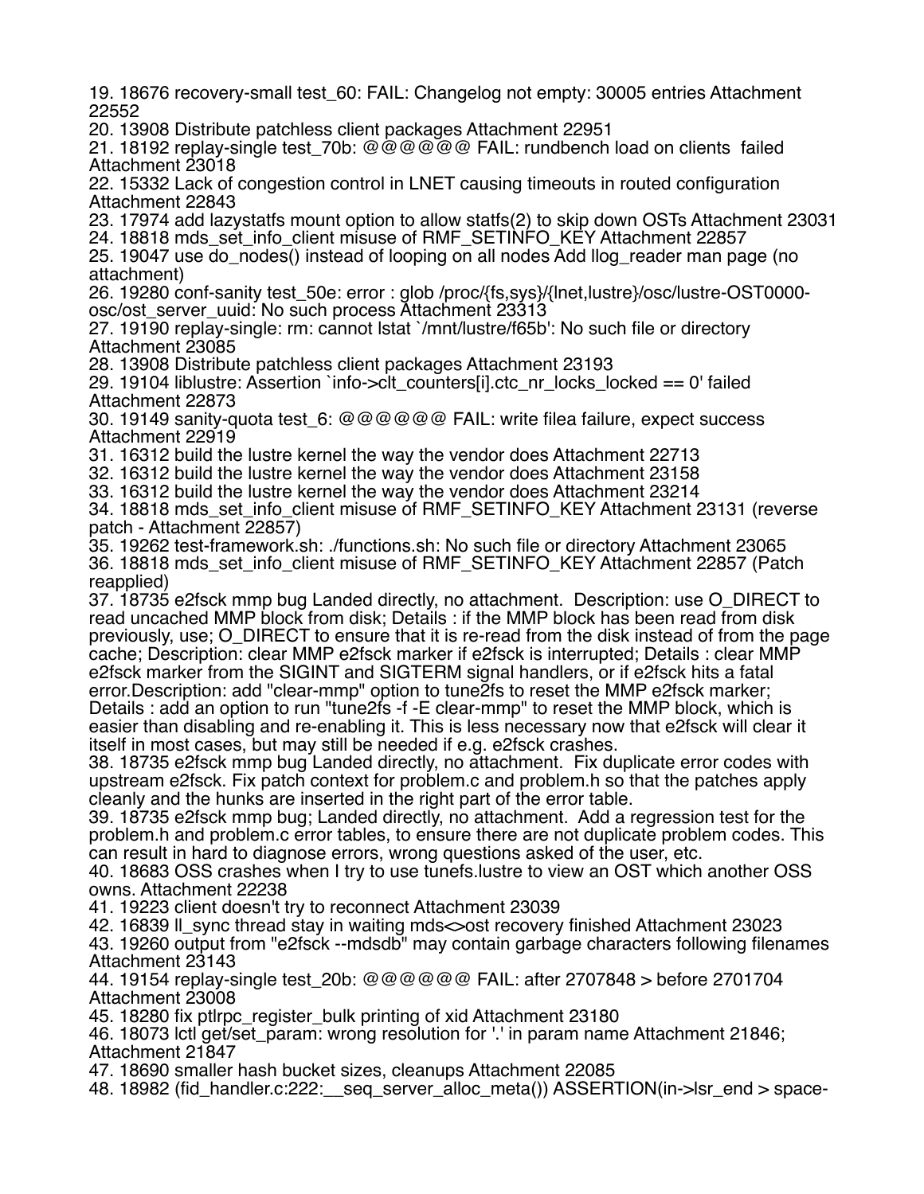19. 18676 recovery-small test_60: FAIL: Changelog not empty: 30005 entries Attachment 22552
20. 13908 Distribute patchless client packages Attachment 22951
21. 18192 replay-single test_70b: @@@@@@ FAIL: rundbench load on clients  failed Attachment 23018
22. 15332 Lack of congestion control in LNET causing timeouts in routed configuration Attachment 22843
23. 17974 add lazystatfs mount option to allow statfs(2) to skip down OSTs Attachment 23031
24. 18818 mds_set_info_client misuse of RMF_SETINFO_KEY Attachment 22857
25. 19047 use do_nodes() instead of looping on all nodes Add llog_reader man page (no attachment)
26. 19280 conf-sanity test_50e: error : glob /proc/{fs,sys}/{lnet,lustre}/osc/lustre-OST0000-osc/ost_server_uuid: No such process Attachment 23313
27. 19190 replay-single: rm: cannot lstat `/mnt/lustre/f65b': No such file or directory Attachment 23085
28. 13908 Distribute patchless client packages Attachment 23193
29. 19104 liblustre: Assertion `info->clt_counters[i].ctc_nr_locks_locked == 0' failed Attachment 22873
30. 19149 sanity-quota test_6: @@@@@@ FAIL: write filea failure, expect success Attachment 22919
31. 16312 build the lustre kernel the way the vendor does Attachment 22713
32. 16312 build the lustre kernel the way the vendor does Attachment 23158
33. 16312 build the lustre kernel the way the vendor does Attachment 23214
34. 18818 mds_set_info_client misuse of RMF_SETINFO_KEY Attachment 23131 (reverse patch - Attachment 22857)
35. 19262 test-framework.sh: ./functions.sh: No such file or directory Attachment 23065
36. 18818 mds_set_info_client misuse of RMF_SETINFO_KEY Attachment 22857 (Patch reapplied)
37. 18735 e2fsck mmp bug Landed directly, no attachment.  Description: use O_DIRECT to read uncached MMP block from disk; Details : if the MMP block has been read from disk previously, use; O_DIRECT to ensure that it is re-read from the disk instead of from the page cache; Description: clear MMP e2fsck marker if e2fsck is interrupted; Details : clear MMP e2fsck marker from the SIGINT and SIGTERM signal handlers, or if e2fsck hits a fatal error.Description: add "clear-mmp" option to tune2fs to reset the MMP e2fsck marker; Details : add an option to run "tune2fs -f -E clear-mmp" to reset the MMP block, which is easier than disabling and re-enabling it. This is less necessary now that e2fsck will clear it itself in most cases, but may still be needed if e.g. e2fsck crashes.
38. 18735 e2fsck mmp bug Landed directly, no attachment.  Fix duplicate error codes with upstream e2fsck. Fix patch context for problem.c and problem.h so that the patches apply cleanly and the hunks are inserted in the right part of the error table.
39. 18735 e2fsck mmp bug; Landed directly, no attachment.  Add a regression test for the problem.h and problem.c error tables, to ensure there are not duplicate problem codes. This can result in hard to diagnose errors, wrong questions asked of the user, etc.
40. 18683 OSS crashes when I try to use tunefs.lustre to view an OST which another OSS owns. Attachment 22238
41. 19223 client doesn't try to reconnect Attachment 23039
42. 16839 ll_sync thread stay in waiting mds<>ost recovery finished Attachment 23023
43. 19260 output from "e2fsck --mdsdb" may contain garbage characters following filenames Attachment 23143
44. 19154 replay-single test_20b: @@@@@@ FAIL: after 2707848 > before 2701704 Attachment 23008
45. 18280 fix ptlrpc_register_bulk printing of xid Attachment 23180
46. 18073 lctl get/set_param: wrong resolution for '.' in param name Attachment 21846; Attachment 21847
47. 18690 smaller hash bucket sizes, cleanups Attachment 22085
48. 18982 (fid_handler.c:222:__seq_server_alloc_meta()) ASSERTION(in->lsr_end > space-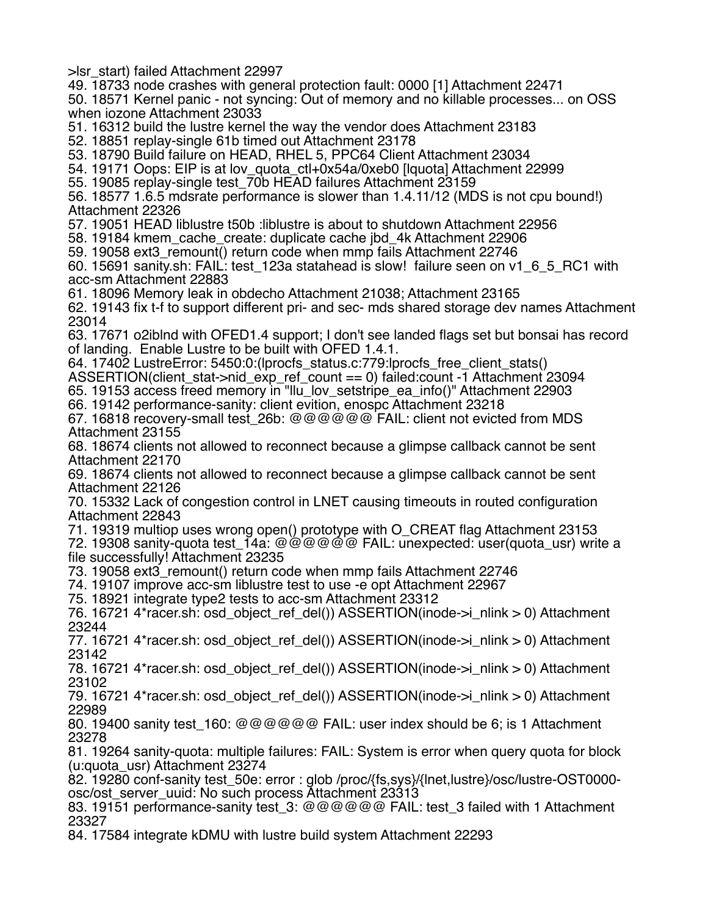>lsr_start) failed Attachment 22997

49. 18733 node crashes with general protection fault: 0000 [1] Attachment 22471
50. 18571 Kernel panic - not syncing: Out of memory and no killable processes... on OSS when iozone Attachment 23033
51. 16312 build the lustre kernel the way the vendor does Attachment 23183
52. 18851 replay-single 61b timed out Attachment 23178
53. 18790 Build failure on HEAD, RHEL 5, PPC64 Client Attachment 23034
54. 19171 Oops: EIP is at lov_quota_ctl+0x54a/0xeb0 [lquota] Attachment 22999
55. 19085 replay-single test_70b HEAD failures Attachment 23159
56. 18577 1.6.5 mdsrate performance is slower than 1.4.11/12 (MDS is not cpu bound!) Attachment 22326
57. 19051 HEAD liblustre t50b :liblustre is about to shutdown Attachment 22956
58. 19184 kmem_cache_create: duplicate cache jbd_4k Attachment 22906
59. 19058 ext3_remount() return code when mmp fails Attachment 22746
60. 15691 sanity.sh: FAIL: test_123a statahead is slow!  failure seen on v1_6_5_RC1 with acc-sm Attachment 22883
61. 18096 Memory leak in obdecho Attachment 21038; Attachment 23165
62. 19143 fix t-f to support different pri- and sec- mds shared storage dev names Attachment 23014
63. 17671 o2iblnd with OFED1.4 support; I don't see landed flags set but bonsai has record of landing.  Enable Lustre to be built with OFED 1.4.1.
64. 17402 LustreError: 5450:0:(lprocfs_status.c:779:lprocfs_free_client_stats() ASSERTION(client_stat->nid_exp_ref_count == 0) failed:count -1 Attachment 23094
65. 19153 access freed memory in "llu_lov_setstripe_ea_info()" Attachment 22903
66. 19142 performance-sanity: client evition, enospc Attachment 23218
67. 16818 recovery-small test_26b: @@@@@@ FAIL: client not evicted from MDS Attachment 23155
68. 18674 clients not allowed to reconnect because a glimpse callback cannot be sent Attachment 22170
69. 18674 clients not allowed to reconnect because a glimpse callback cannot be sent Attachment 22126
70. 15332 Lack of congestion control in LNET causing timeouts in routed configuration Attachment 22843
71. 19319 multiop uses wrong open() prototype with O_CREAT flag Attachment 23153
72. 19308 sanity-quota test_14a: @@@@@@ FAIL: unexpected: user(quota_usr) write a file successfully! Attachment 23235
73. 19058 ext3_remount() return code when mmp fails Attachment 22746
74. 19107 improve acc-sm liblustre test to use -e opt Attachment 22967
75. 18921 integrate type2 tests to acc-sm Attachment 23312
76. 16721 4*racer.sh: osd_object_ref_del()) ASSERTION(inode->i_nlink > 0) Attachment 23244
77. 16721 4*racer.sh: osd_object_ref_del()) ASSERTION(inode->i_nlink > 0) Attachment 23142
78. 16721 4*racer.sh: osd_object_ref_del()) ASSERTION(inode->i_nlink > 0) Attachment 23102
79. 16721 4*racer.sh: osd_object_ref_del()) ASSERTION(inode->i_nlink > 0) Attachment 22989
80. 19400 sanity test_160: @@@@@@ FAIL: user index should be 6; is 1 Attachment 23278
81. 19264 sanity-quota: multiple failures: FAIL: System is error when query quota for block (u:quota_usr) Attachment 23274
82. 19280 conf-sanity test_50e: error : glob /proc/{fs,sys}/{lnet,lustre}/osc/lustre-OST0000-osc/ost_server_uuid: No such process Attachment 23313
83. 19151 performance-sanity test_3: @@@@@@ FAIL: test_3 failed with 1 Attachment 23327
84. 17584 integrate kDMU with lustre build system Attachment 22293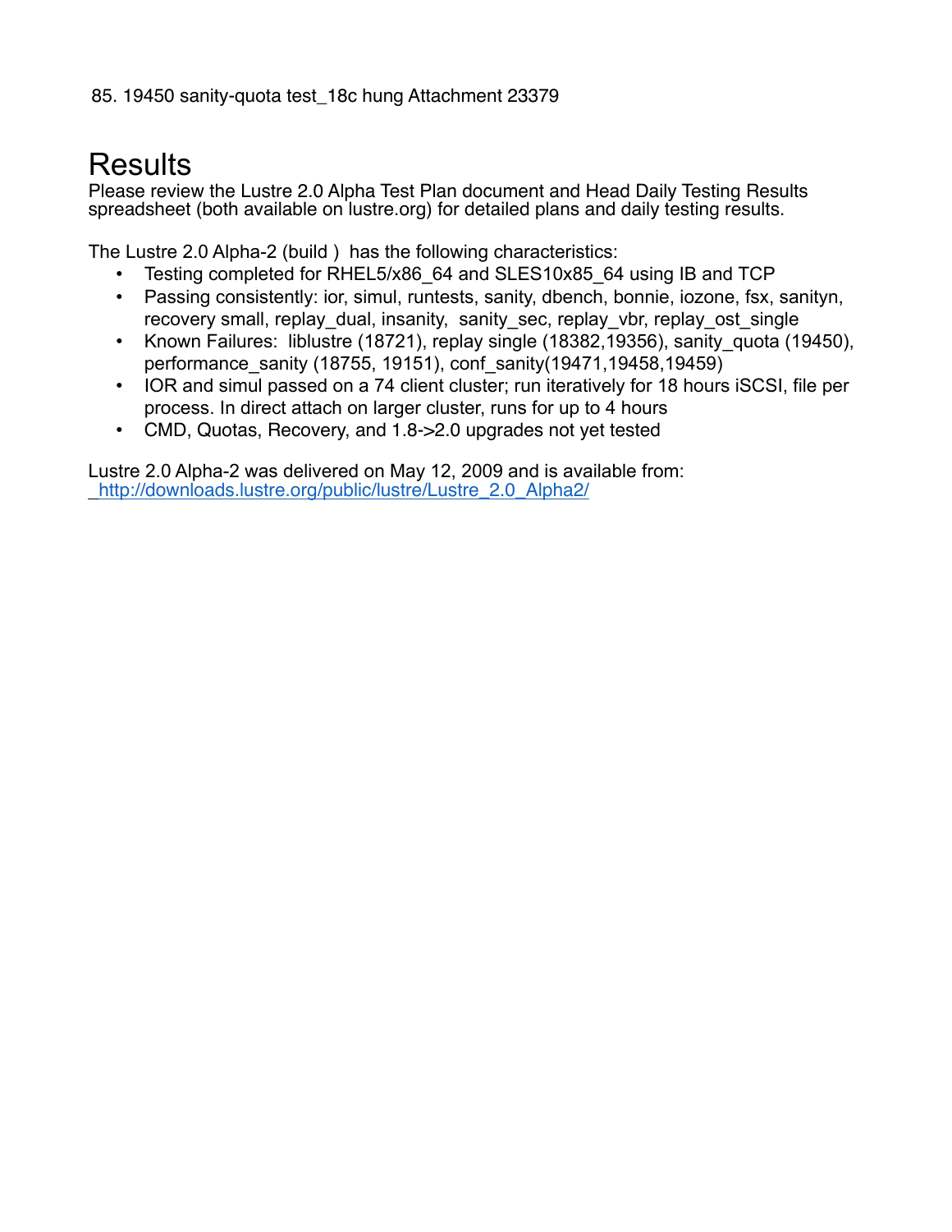85. 19450 sanity-quota test_18c hung Attachment 23379

# Results

Please review the Lustre 2.0 Alpha Test Plan document and Head Daily Testing Results spreadsheet (both available on lustre.org) for detailed plans and daily testing results.

The Lustre 2.0 Alpha-2 (build ) has the following characteristics:

- Testing completed for RHEL5/x86_64 and SLES10x85_64 using IB and TCP
- Passing consistently: ior, simul, runtests, sanity, dbench, bonnie, iozone, fsx, sanityn, recovery small, replay_dual, insanity, sanity_sec, replay_vbr, replay_ost_single
- Known Failures: liblustre (18721), replay single (18382,19356), sanity_quota (19450), performance_sanity (18755, 19151), conf_sanity(19471,19458,19459)
- IOR and simul passed on a 74 client cluster; run iteratively for 18 hours iSCSI, file per process. In direct attach on larger cluster, runs for up to 4 hours
- CMD, Quotas, Recovery, and 1.8->2.0 upgrades not yet tested

Lustre 2.0 Alpha-2 was delivered on May 12, 2009 and is available from:
http://downloads.lustre.org/public/lustre/Lustre_2.0_Alpha2/